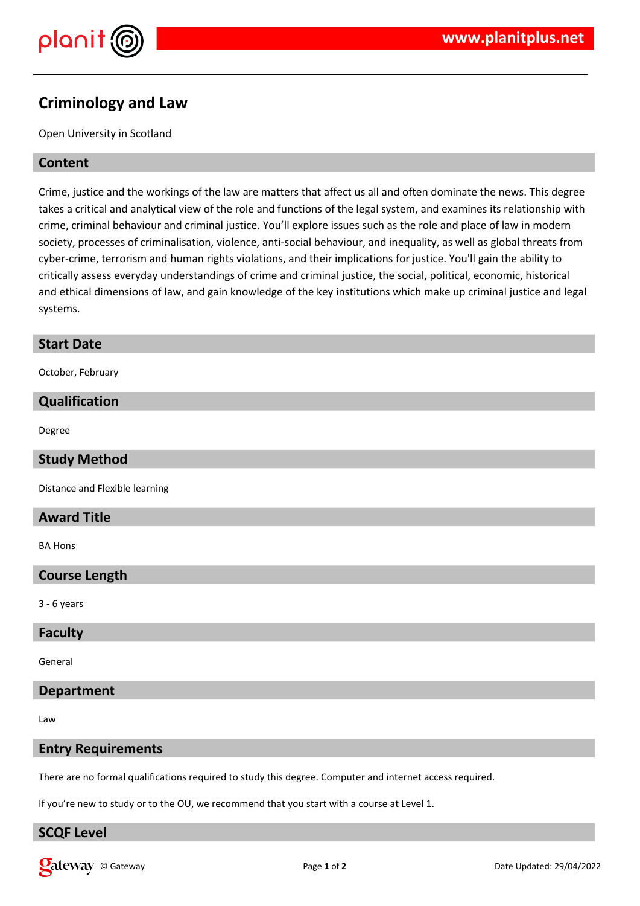# Criminology and Law

Open University in Scotland

## Content

Crime, justice and the workings of the law are matters that affect us all and often dominate the news. This degree takes a critical and analytical view of the role and functions of the legal system, and examines its relationship with crime, criminal behaviour and criminal justice. You'll explore issues such as the role and place of law in modern society, processes of criminalisation, violence, anti-social behaviour, and inequality, as well as global threats from cyber-crime, terrorism and human rights violations, and their implications for justice. You'll gain the ability to critically assess everyday understandings of crime and criminal justice, the social, political, economic, historical and ethical dimensions of law, and gain knowledge of the key institutions which make up criminal justice and legal systems.

## Start Date

October, February

## Qualification

Degree

## Study Method

Distance and Flexible learning

## Award Title

BA Hons

## Course Length

3 - 6 years

## Faculty

General

## Department

Law

## Entry Requirements

There are no formal qualifications required to study this degree. Computer and internet access required.

If you're new to study or to the OU, we recommend that you start with a course at Level 1.

## SCQF Level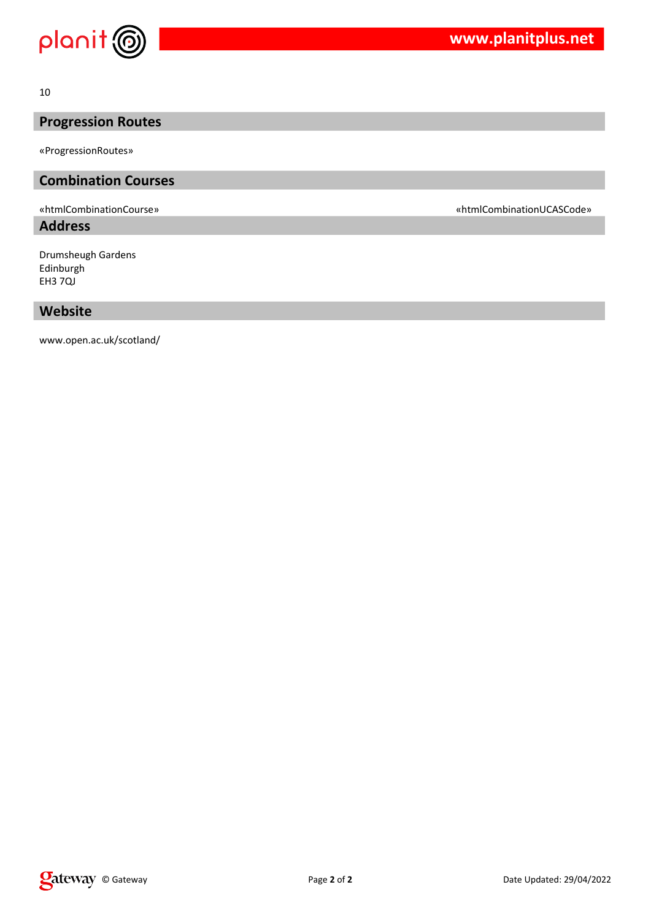10

## Progression Routes

«ProgressionRoutes»

## Combination Courses

«htmlCombinationCourse» «htmlCombinationUCASCode»

## Address

Drumsheugh Gardens
Edinburgh
EH3 7QJ

## Website

www.open.ac.uk/scotland/